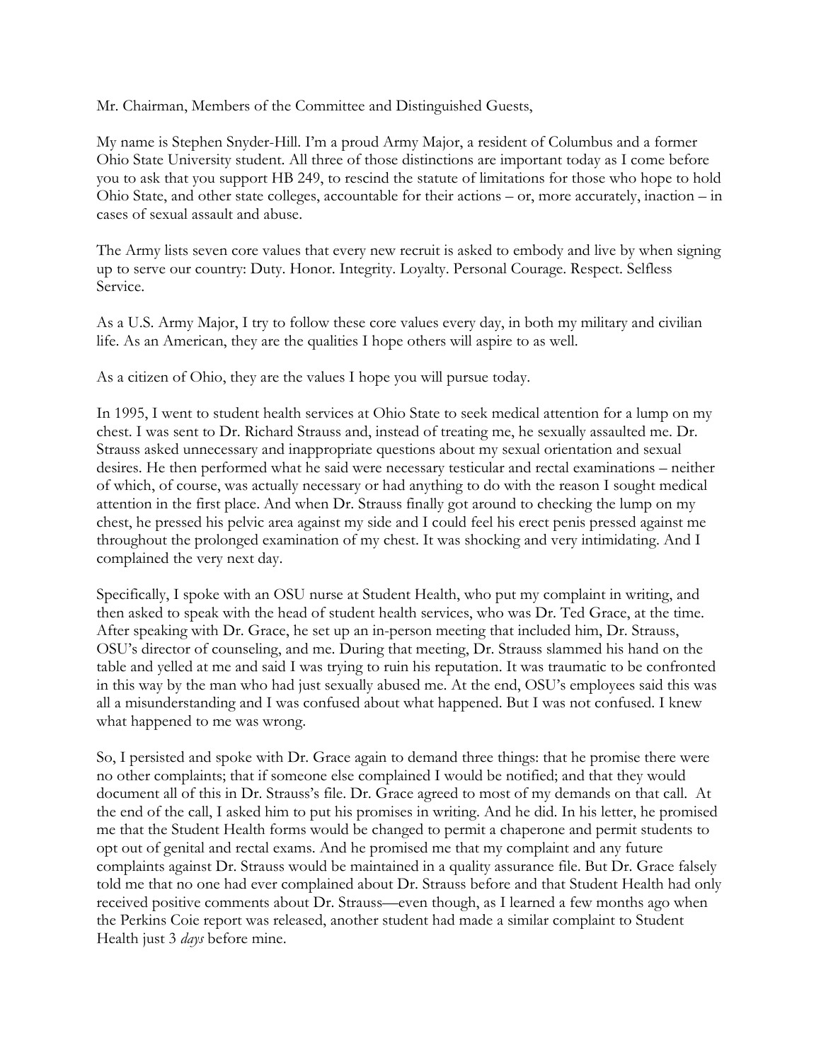Mr. Chairman, Members of the Committee and Distinguished Guests,

My name is Stephen Snyder-Hill. I'm a proud Army Major, a resident of Columbus and a former Ohio State University student. All three of those distinctions are important today as I come before you to ask that you support HB 249, to rescind the statute of limitations for those who hope to hold Ohio State, and other state colleges, accountable for their actions – or, more accurately, inaction – in cases of sexual assault and abuse.

The Army lists seven core values that every new recruit is asked to embody and live by when signing up to serve our country: Duty. Honor. Integrity. Loyalty. Personal Courage. Respect. Selfless Service.

As a U.S. Army Major, I try to follow these core values every day, in both my military and civilian life. As an American, they are the qualities I hope others will aspire to as well.

As a citizen of Ohio, they are the values I hope you will pursue today.

In 1995, I went to student health services at Ohio State to seek medical attention for a lump on my chest. I was sent to Dr. Richard Strauss and, instead of treating me, he sexually assaulted me. Dr. Strauss asked unnecessary and inappropriate questions about my sexual orientation and sexual desires. He then performed what he said were necessary testicular and rectal examinations – neither of which, of course, was actually necessary or had anything to do with the reason I sought medical attention in the first place. And when Dr. Strauss finally got around to checking the lump on my chest, he pressed his pelvic area against my side and I could feel his erect penis pressed against me throughout the prolonged examination of my chest. It was shocking and very intimidating. And I complained the very next day.

Specifically, I spoke with an OSU nurse at Student Health, who put my complaint in writing, and then asked to speak with the head of student health services, who was Dr. Ted Grace, at the time. After speaking with Dr. Grace, he set up an in-person meeting that included him, Dr. Strauss, OSU's director of counseling, and me. During that meeting, Dr. Strauss slammed his hand on the table and yelled at me and said I was trying to ruin his reputation. It was traumatic to be confronted in this way by the man who had just sexually abused me. At the end, OSU's employees said this was all a misunderstanding and I was confused about what happened. But I was not confused. I knew what happened to me was wrong.

So, I persisted and spoke with Dr. Grace again to demand three things: that he promise there were no other complaints; that if someone else complained I would be notified; and that they would document all of this in Dr. Strauss's file. Dr. Grace agreed to most of my demands on that call. At the end of the call, I asked him to put his promises in writing. And he did. In his letter, he promised me that the Student Health forms would be changed to permit a chaperone and permit students to opt out of genital and rectal exams. And he promised me that my complaint and any future complaints against Dr. Strauss would be maintained in a quality assurance file. But Dr. Grace falsely told me that no one had ever complained about Dr. Strauss before and that Student Health had only received positive comments about Dr. Strauss—even though, as I learned a few months ago when the Perkins Coie report was released, another student had made a similar complaint to Student Health just 3 *days* before mine.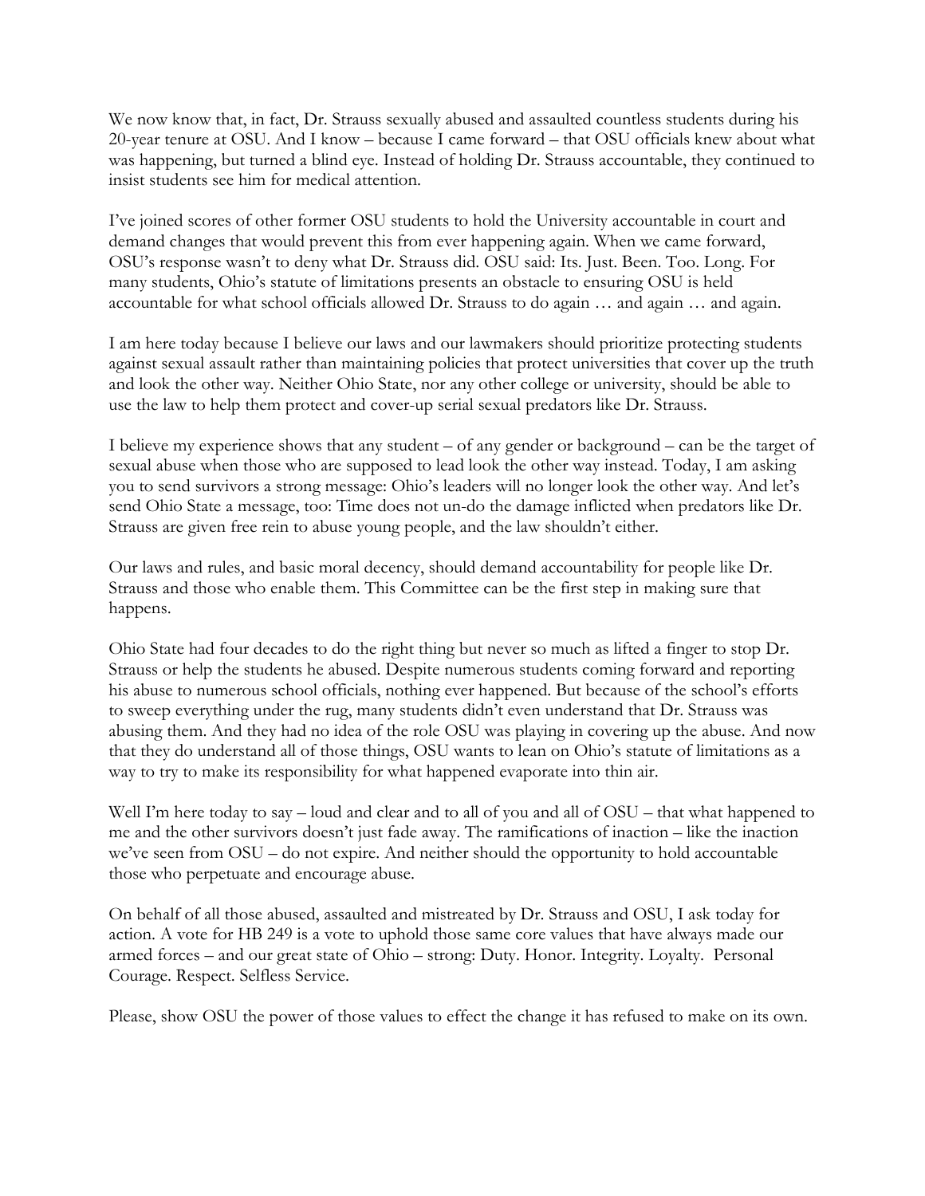We now know that, in fact, Dr. Strauss sexually abused and assaulted countless students during his 20-year tenure at OSU. And I know – because I came forward – that OSU officials knew about what was happening, but turned a blind eye. Instead of holding Dr. Strauss accountable, they continued to insist students see him for medical attention.

I've joined scores of other former OSU students to hold the University accountable in court and demand changes that would prevent this from ever happening again. When we came forward, OSU's response wasn't to deny what Dr. Strauss did. OSU said: Its. Just. Been. Too. Long. For many students, Ohio's statute of limitations presents an obstacle to ensuring OSU is held accountable for what school officials allowed Dr. Strauss to do again … and again … and again.

I am here today because I believe our laws and our lawmakers should prioritize protecting students against sexual assault rather than maintaining policies that protect universities that cover up the truth and look the other way. Neither Ohio State, nor any other college or university, should be able to use the law to help them protect and cover-up serial sexual predators like Dr. Strauss.

I believe my experience shows that any student – of any gender or background – can be the target of sexual abuse when those who are supposed to lead look the other way instead. Today, I am asking you to send survivors a strong message: Ohio's leaders will no longer look the other way. And let's send Ohio State a message, too: Time does not un-do the damage inflicted when predators like Dr. Strauss are given free rein to abuse young people, and the law shouldn't either.

Our laws and rules, and basic moral decency, should demand accountability for people like Dr. Strauss and those who enable them. This Committee can be the first step in making sure that happens.

Ohio State had four decades to do the right thing but never so much as lifted a finger to stop Dr. Strauss or help the students he abused. Despite numerous students coming forward and reporting his abuse to numerous school officials, nothing ever happened. But because of the school's efforts to sweep everything under the rug, many students didn't even understand that Dr. Strauss was abusing them. And they had no idea of the role OSU was playing in covering up the abuse. And now that they do understand all of those things, OSU wants to lean on Ohio's statute of limitations as a way to try to make its responsibility for what happened evaporate into thin air.

Well I'm here today to say – loud and clear and to all of you and all of OSU – that what happened to me and the other survivors doesn't just fade away. The ramifications of inaction – like the inaction we've seen from OSU – do not expire. And neither should the opportunity to hold accountable those who perpetuate and encourage abuse.

On behalf of all those abused, assaulted and mistreated by Dr. Strauss and OSU, I ask today for action. A vote for HB 249 is a vote to uphold those same core values that have always made our armed forces – and our great state of Ohio – strong: Duty. Honor. Integrity. Loyalty. Personal Courage. Respect. Selfless Service.

Please, show OSU the power of those values to effect the change it has refused to make on its own.